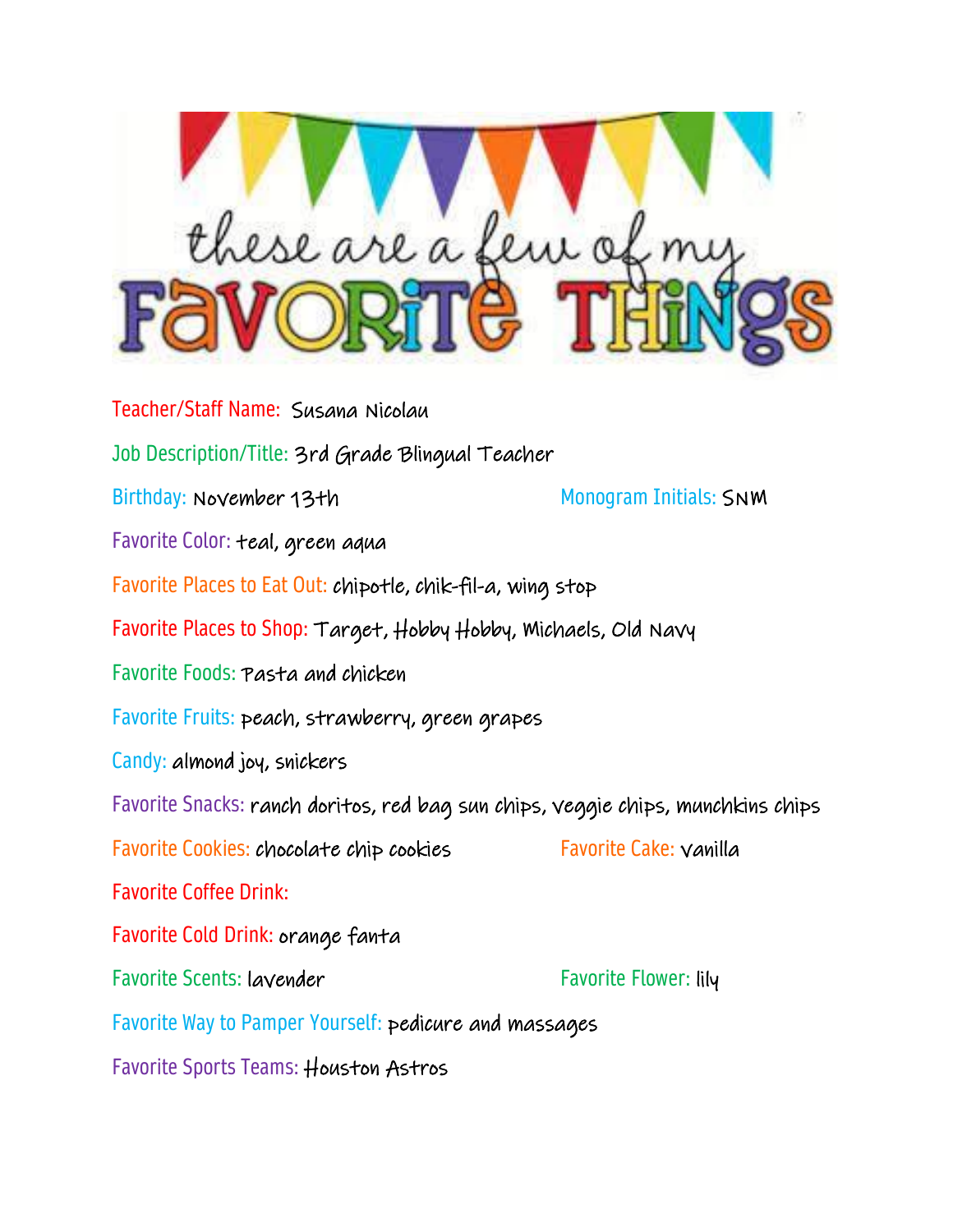# these are a few of my FAVORITE THINGS

Teacher/Staff Name: Susana Nicolau

Job Description/Title: 3rd Grade Blingual Teacher

Birthday: November 13th

Monogram Initials: SNM

Favorite Color: teal, green aqua

Favorite Places to Eat Out: chipotle, chik-fil-a, wing stop

Favorite Places to Shop: Target, Hobby Hobby, Michaels, Old Navy

Favorite Foods: Pasta and chicken

Favorite Fruits: peach, strawberry, green grapes

Candy: almond joy, snickers

Favorite Snacks: ranch doritos, red bag sun chips, veggie chips, munchkins chips

Favorite Cookies: chocolate chip cookies

Favorite Cake: vanilla

Favorite Coffee Drink:

Favorite Cold Drink: orange fanta

Favorite Scents: lavender

Favorite Flower: lily

Favorite Way to Pamper Yourself: pedicure and massages

Favorite Sports Teams: Houston Astros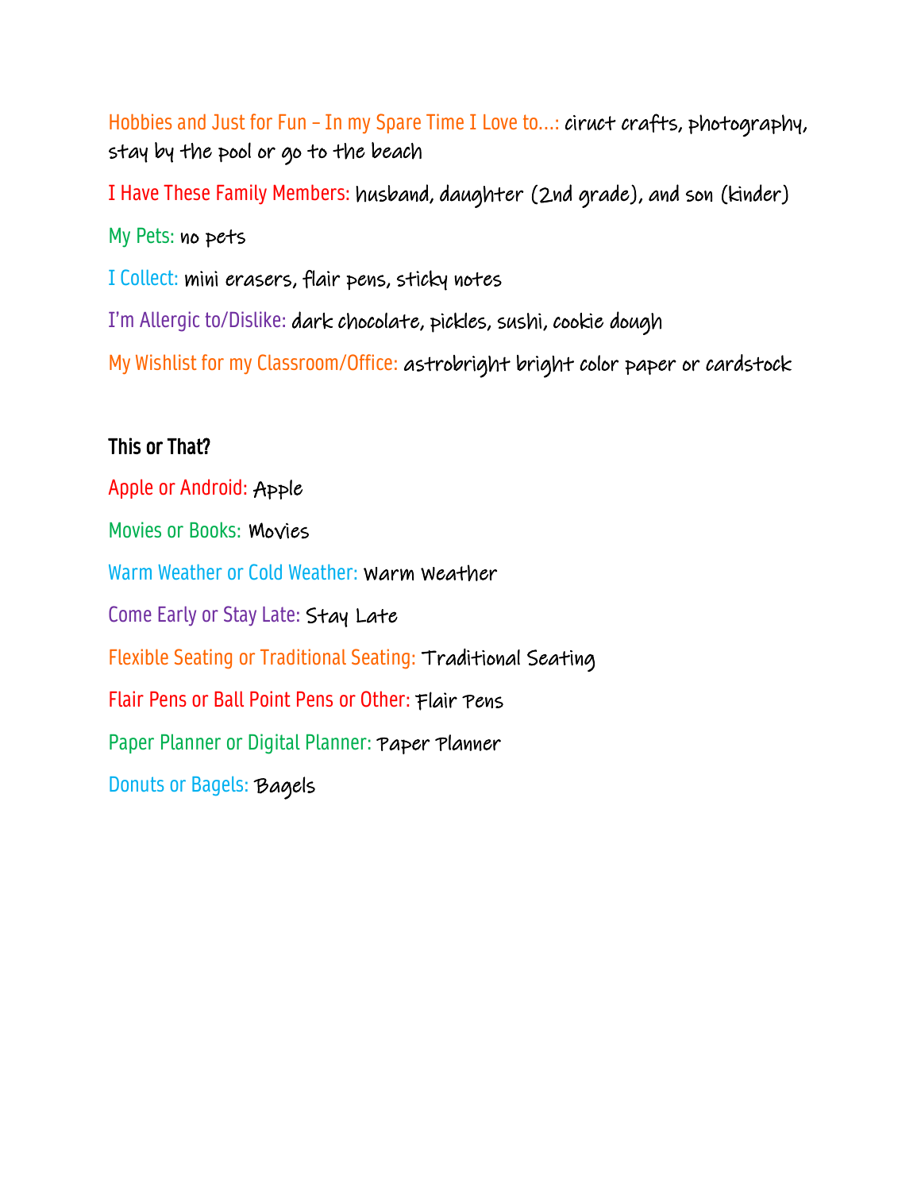Hobbies and Just for Fun – In my Spare Time I Love to…: ciruct crafts, photography, stay by the pool or go to the beach

I Have These Family Members: husband, daughter (2nd grade), and son (kinder)

My Pets: no pets

I Collect: mini erasers, flair pens, sticky notes

I'm Allergic to/Dislike: dark chocolate, pickles, sushi, cookie dough

My Wishlist for my Classroom/Office: astrobright bright color paper or cardstock

**This or That?**

Apple or Android: Apple

Movies or Books: Movies

Warm Weather or Cold Weather: Warm Weather

Come Early or Stay Late: Stay Late

Flexible Seating or Traditional Seating: Traditional Seating

Flair Pens or Ball Point Pens or Other: Flair Pens

Paper Planner or Digital Planner: Paper Planner

Donuts or Bagels: Bagels